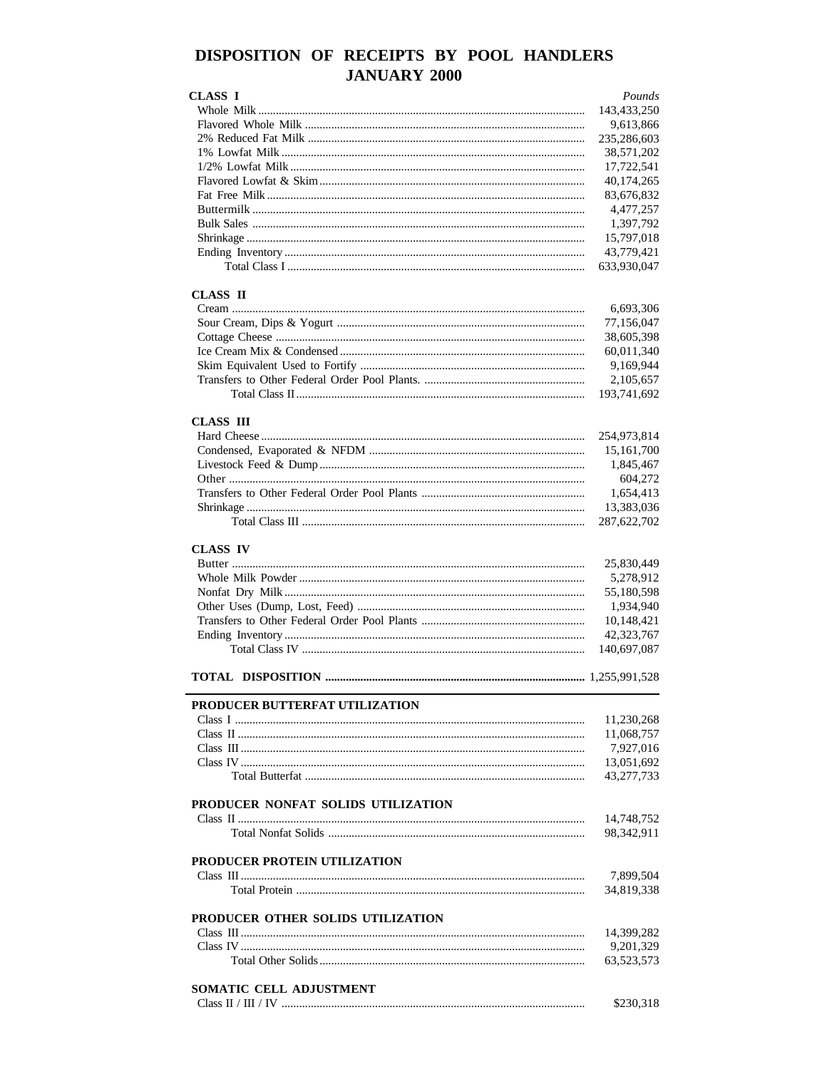# DISPOSITION OF RECEIPTS BY POOL HANDLERS JANUARY 2000

| CLASS I | *Pounds* |
|---|---|
| Whole Milk | 143,433,250 |
| Flavored Whole Milk | 9,613,866 |
| 2% Reduced Fat Milk | 235,286,603 |
| 1% Lowfat Milk | 38,571,202 |
| 1/2% Lowfat Milk | 17,722,541 |
| Flavored Lowfat & Skim | 40,174,265 |
| Fat Free Milk | 83,676,832 |
| Buttermilk | 4,477,257 |
| Bulk Sales | 1,397,792 |
| Shrinkage | 15,797,018 |
| Ending Inventory | 43,779,421 |
| Total Class I | 633,930,047 |

| CLASS II | |
|---|---|
| Cream | 6,693,306 |
| Sour Cream, Dips & Yogurt | 77,156,047 |
| Cottage Cheese | 38,605,398 |
| Ice Cream Mix & Condensed | 60,011,340 |
| Skim Equivalent Used to Fortify | 9,169,944 |
| Transfers to Other Federal Order Pool Plants. | 2,105,657 |
| Total Class II | 193,741,692 |

| CLASS III | |
|---|---|
| Hard Cheese | 254,973,814 |
| Condensed, Evaporated & NFDM | 15,161,700 |
| Livestock Feed & Dump | 1,845,467 |
| Other | 604,272 |
| Transfers to Other Federal Order Pool Plants | 1,654,413 |
| Shrinkage | 13,383,036 |
| Total Class III | 287,622,702 |

| CLASS IV | |
|---|---|
| Butter | 25,830,449 |
| Whole Milk Powder | 5,278,912 |
| Nonfat Dry Milk | 55,180,598 |
| Other Uses (Dump, Lost, Feed) | 1,934,940 |
| Transfers to Other Federal Order Pool Plants | 10,148,421 |
| Ending Inventory | 42,323,767 |
| Total Class IV | 140,697,087 |

**TOTAL DISPOSITION** ............ **1,255,991,528**

---

| PRODUCER BUTTERFAT UTILIZATION | |
|---|---|
| Class I | 11,230,268 |
| Class II | 11,068,757 |
| Class III | 7,927,016 |
| Class IV | 13,051,692 |
| Total Butterfat | 43,277,733 |

| PRODUCER NONFAT SOLIDS UTILIZATION | |
|---|---|
| Class II | 14,748,752 |
| Total Nonfat Solids | 98,342,911 |

| PRODUCER PROTEIN UTILIZATION | |
|---|---|
| Class III | 7,899,504 |
| Total Protein | 34,819,338 |

| PRODUCER OTHER SOLIDS UTILIZATION | |
|---|---|
| Class III | 14,399,282 |
| Class IV | 9,201,329 |
| Total Other Solids | 63,523,573 |

| SOMATIC CELL ADJUSTMENT | |
|---|---|
| Class II / III / IV | $230,318 |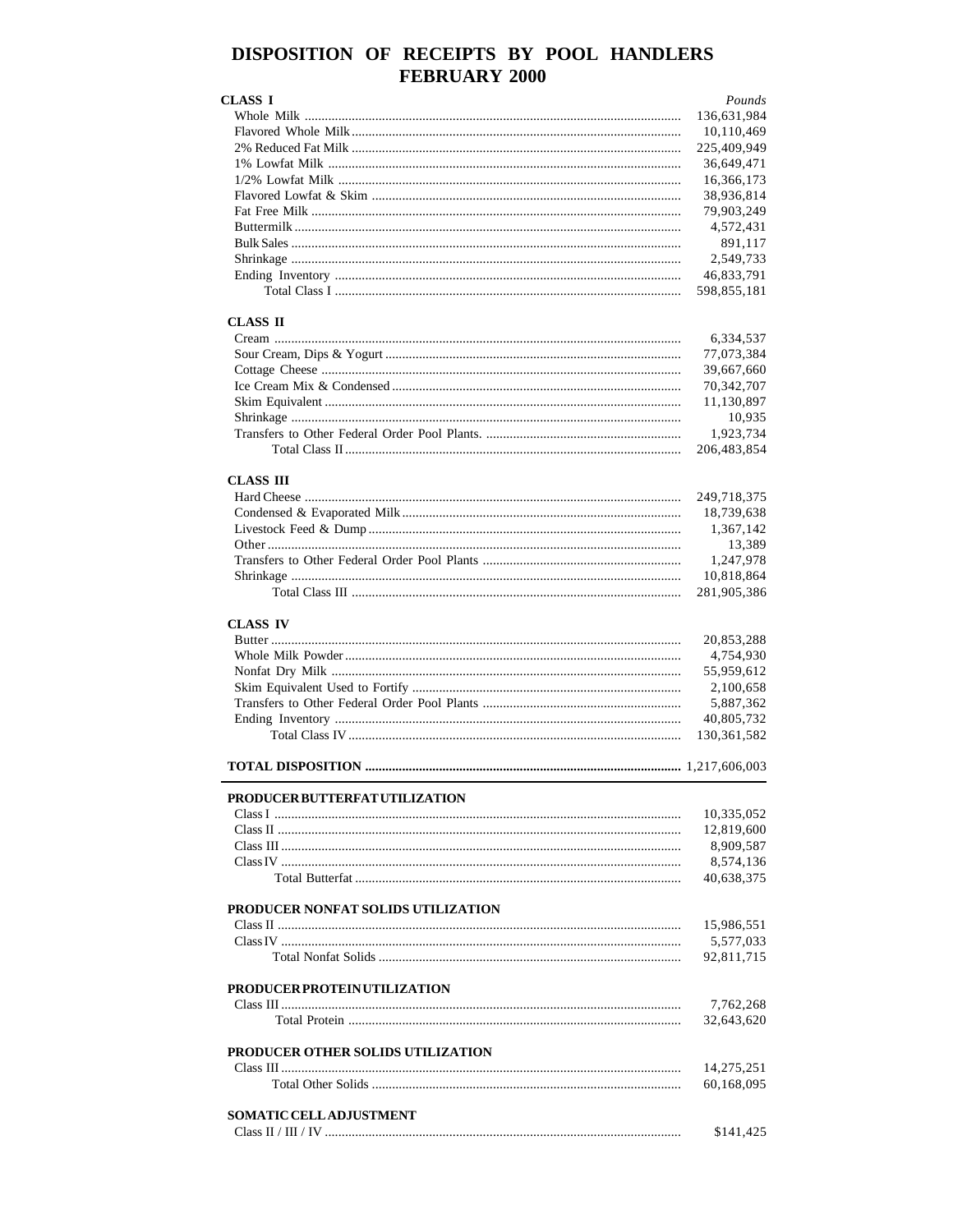# DISPOSITION OF RECEIPTS BY POOL HANDLERS
## FEBRUARY 2000

| CLASS I | *Pounds* |
|---|---|
| Whole Milk | 136,631,984 |
| Flavored Whole Milk | 10,110,469 |
| 2% Reduced Fat Milk | 225,409,949 |
| 1% Lowfat Milk | 36,649,471 |
| 1/2% Lowfat Milk | 16,366,173 |
| Flavored Lowfat & Skim | 38,936,814 |
| Fat Free Milk | 79,903,249 |
| Buttermilk | 4,572,431 |
| Bulk Sales | 891,117 |
| Shrinkage | 2,549,733 |
| Ending Inventory | 46,833,791 |
| Total Class I | 598,855,181 |

| CLASS II | |
|---|---|
| Cream | 6,334,537 |
| Sour Cream, Dips & Yogurt | 77,073,384 |
| Cottage Cheese | 39,667,660 |
| Ice Cream Mix & Condensed | 70,342,707 |
| Skim Equivalent | 11,130,897 |
| Shrinkage | 10,935 |
| Transfers to Other Federal Order Pool Plants. | 1,923,734 |
| Total Class II | 206,483,854 |

| CLASS III | |
|---|---|
| Hard Cheese | 249,718,375 |
| Condensed & Evaporated Milk | 18,739,638 |
| Livestock Feed & Dump | 1,367,142 |
| Other | 13,389 |
| Transfers to Other Federal Order Pool Plants | 1,247,978 |
| Shrinkage | 10,818,864 |
| Total Class III | 281,905,386 |

| CLASS IV | |
|---|---|
| Butter | 20,853,288 |
| Whole Milk Powder | 4,754,930 |
| Nonfat Dry Milk | 55,959,612 |
| Skim Equivalent Used to Fortify | 2,100,658 |
| Transfers to Other Federal Order Pool Plants | 5,887,362 |
| Ending Inventory | 40,805,732 |
| Total Class IV | 130,361,582 |

**TOTAL DISPOSITION** 1,217,606,003

| PRODUCER BUTTERFAT UTILIZATION | |
|---|---|
| Class I | 10,335,052 |
| Class II | 12,819,600 |
| Class III | 8,909,587 |
| Class IV | 8,574,136 |
| Total Butterfat | 40,638,375 |

| PRODUCER NONFAT SOLIDS UTILIZATION | |
|---|---|
| Class II | 15,986,551 |
| Class IV | 5,577,033 |
| Total Nonfat Solids | 92,811,715 |

| PRODUCER PROTEIN UTILIZATION | |
|---|---|
| Class III | 7,762,268 |
| Total Protein | 32,643,620 |

| PRODUCER OTHER SOLIDS UTILIZATION | |
|---|---|
| Class III | 14,275,251 |
| Total Other Solids | 60,168,095 |

| SOMATIC CELL ADJUSTMENT | |
|---|---|
| Class II / III / IV | $141,425 |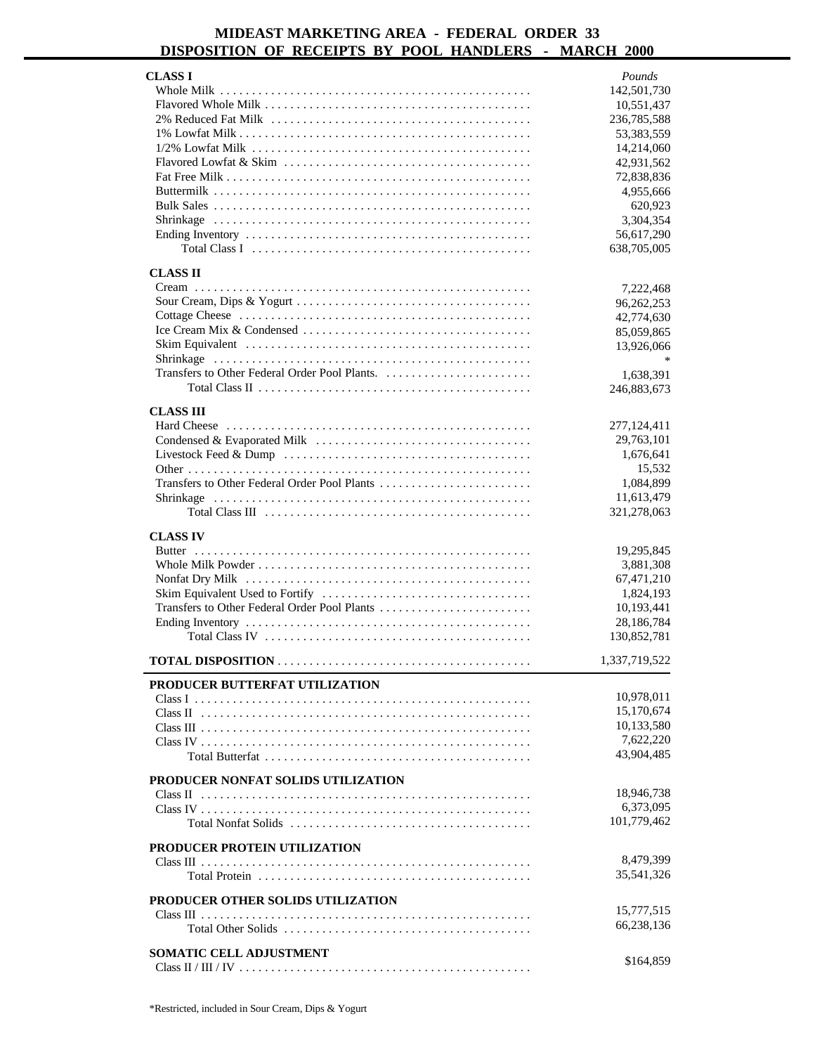# MIDEAST MARKETING AREA - FEDERAL ORDER 33

## DISPOSITION OF RECEIPTS BY POOL HANDLERS - MARCH 2000

| | Pounds |
|---|---|
| **CLASS I** | |
| Whole Milk | 142,501,730 |
| Flavored Whole Milk | 10,551,437 |
| 2% Reduced Fat Milk | 236,785,588 |
| 1% Lowfat Milk | 53,383,559 |
| 1/2% Lowfat Milk | 14,214,060 |
| Flavored Lowfat & Skim | 42,931,562 |
| Fat Free Milk | 72,838,836 |
| Buttermilk | 4,955,666 |
| Bulk Sales | 620,923 |
| Shrinkage | 3,304,354 |
| Ending Inventory | 56,617,290 |
| Total Class I | 638,705,005 |
| **CLASS II** | |
| Cream | 7,222,468 |
| Sour Cream, Dips & Yogurt | 96,262,253 |
| Cottage Cheese | 42,774,630 |
| Ice Cream Mix & Condensed | 85,059,865 |
| Skim Equivalent | 13,926,066 |
| Shrinkage | * |
| Transfers to Other Federal Order Pool Plants. | 1,638,391 |
| Total Class II | 246,883,673 |
| **CLASS III** | |
| Hard Cheese | 277,124,411 |
| Condensed & Evaporated Milk | 29,763,101 |
| Livestock Feed & Dump | 1,676,641 |
| Other | 15,532 |
| Transfers to Other Federal Order Pool Plants | 1,084,899 |
| Shrinkage | 11,613,479 |
| Total Class III | 321,278,063 |
| **CLASS IV** | |
| Butter | 19,295,845 |
| Whole Milk Powder | 3,881,308 |
| Nonfat Dry Milk | 67,471,210 |
| Skim Equivalent Used to Fortify | 1,824,193 |
| Transfers to Other Federal Order Pool Plants | 10,193,441 |
| Ending Inventory | 28,186,784 |
| Total Class IV | 130,852,781 |
| **TOTAL DISPOSITION** | 1,337,719,522 |

| | |
|---|---|
| **PRODUCER BUTTERFAT UTILIZATION** | |
| Class I | 10,978,011 |
| Class II | 15,170,674 |
| Class III | 10,133,580 |
| Class IV | 7,622,220 |
| Total Butterfat | 43,904,485 |
| **PRODUCER NONFAT SOLIDS UTILIZATION** | |
| Class II | 18,946,738 |
| Class IV | 6,373,095 |
| Total Nonfat Solids | 101,779,462 |
| **PRODUCER PROTEIN UTILIZATION** | |
| Class III | 8,479,399 |
| Total Protein | 35,541,326 |
| **PRODUCER OTHER SOLIDS UTILIZATION** | |
| Class III | 15,777,515 |
| Total Other Solids | 66,238,136 |
| **SOMATIC CELL ADJUSTMENT** | |
| Class II / III / IV | $164,859 |

*Restricted, included in Sour Cream, Dips & Yogurt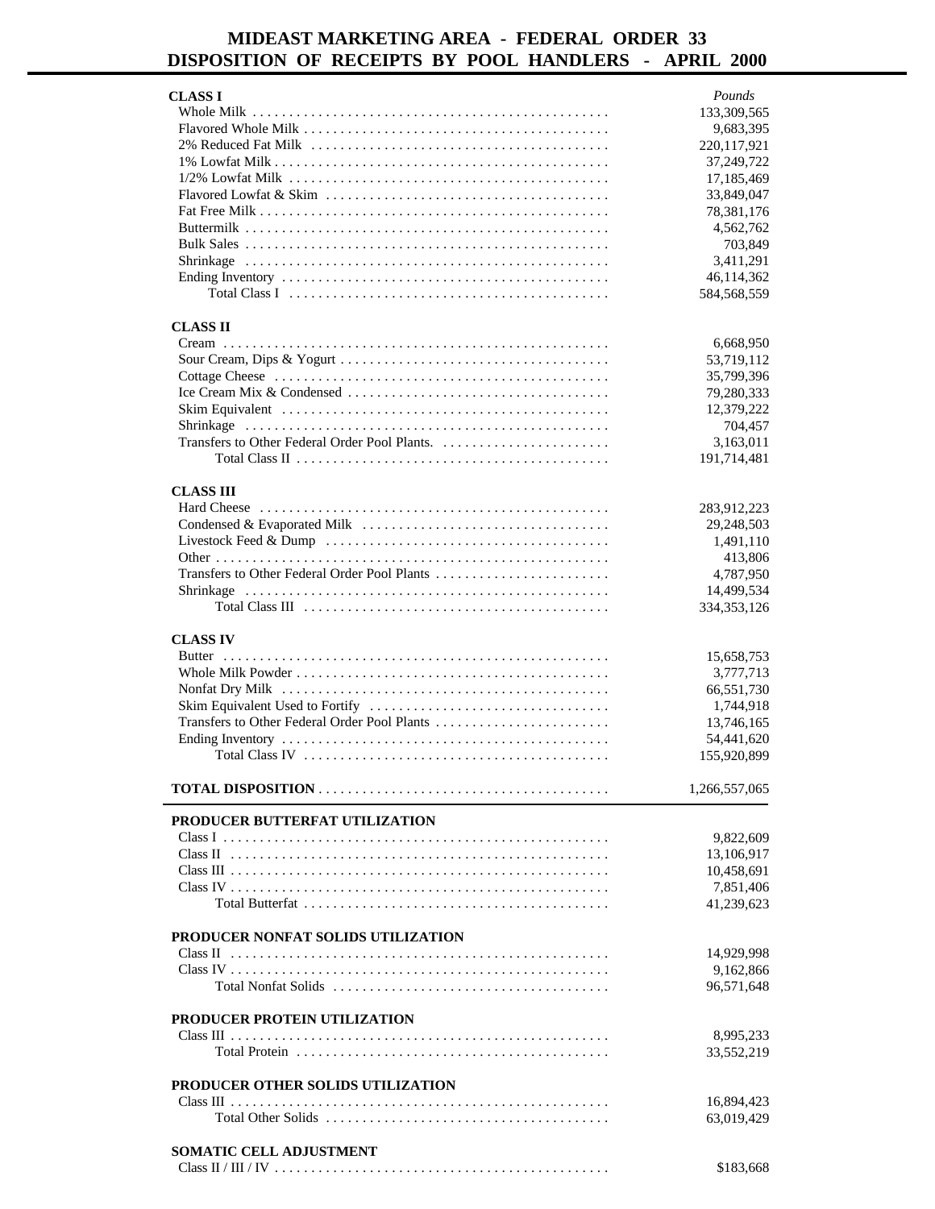# MIDEAST MARKETING AREA - FEDERAL ORDER 33
## DISPOSITION OF RECEIPTS BY POOL HANDLERS - APRIL 2000

| | *Pounds* |
|---|---|
| **CLASS I** | |
| Whole Milk | 133,309,565 |
| Flavored Whole Milk | 9,683,395 |
| 2% Reduced Fat Milk | 220,117,921 |
| 1% Lowfat Milk | 37,249,722 |
| 1/2% Lowfat Milk | 17,185,469 |
| Flavored Lowfat & Skim | 33,849,047 |
| Fat Free Milk | 78,381,176 |
| Buttermilk | 4,562,762 |
| Bulk Sales | 703,849 |
| Shrinkage | 3,411,291 |
| Ending Inventory | 46,114,362 |
| Total Class I | 584,568,559 |
| **CLASS II** | |
| Cream | 6,668,950 |
| Sour Cream, Dips & Yogurt | 53,719,112 |
| Cottage Cheese | 35,799,396 |
| Ice Cream Mix & Condensed | 79,280,333 |
| Skim Equivalent | 12,379,222 |
| Shrinkage | 704,457 |
| Transfers to Other Federal Order Pool Plants. | 3,163,011 |
| Total Class II | 191,714,481 |
| **CLASS III** | |
| Hard Cheese | 283,912,223 |
| Condensed & Evaporated Milk | 29,248,503 |
| Livestock Feed & Dump | 1,491,110 |
| Other | 413,806 |
| Transfers to Other Federal Order Pool Plants | 4,787,950 |
| Shrinkage | 14,499,534 |
| Total Class III | 334,353,126 |
| **CLASS IV** | |
| Butter | 15,658,753 |
| Whole Milk Powder | 3,777,713 |
| Nonfat Dry Milk | 66,551,730 |
| Skim Equivalent Used to Fortify | 1,744,918 |
| Transfers to Other Federal Order Pool Plants | 13,746,165 |
| Ending Inventory | 54,441,620 |
| Total Class IV | 155,920,899 |
| **TOTAL DISPOSITION** | 1,266,557,065 |

| | |
|---|---|
| **PRODUCER BUTTERFAT UTILIZATION** | |
| Class I | 9,822,609 |
| Class II | 13,106,917 |
| Class III | 10,458,691 |
| Class IV | 7,851,406 |
| Total Butterfat | 41,239,623 |
| **PRODUCER NONFAT SOLIDS UTILIZATION** | |
| Class II | 14,929,998 |
| Class IV | 9,162,866 |
| Total Nonfat Solids | 96,571,648 |
| **PRODUCER PROTEIN UTILIZATION** | |
| Class III | 8,995,233 |
| Total Protein | 33,552,219 |
| **PRODUCER OTHER SOLIDS UTILIZATION** | |
| Class III | 16,894,423 |
| Total Other Solids | 63,019,429 |
| **SOMATIC CELL ADJUSTMENT** | |
| Class II / III / IV | $183,668 |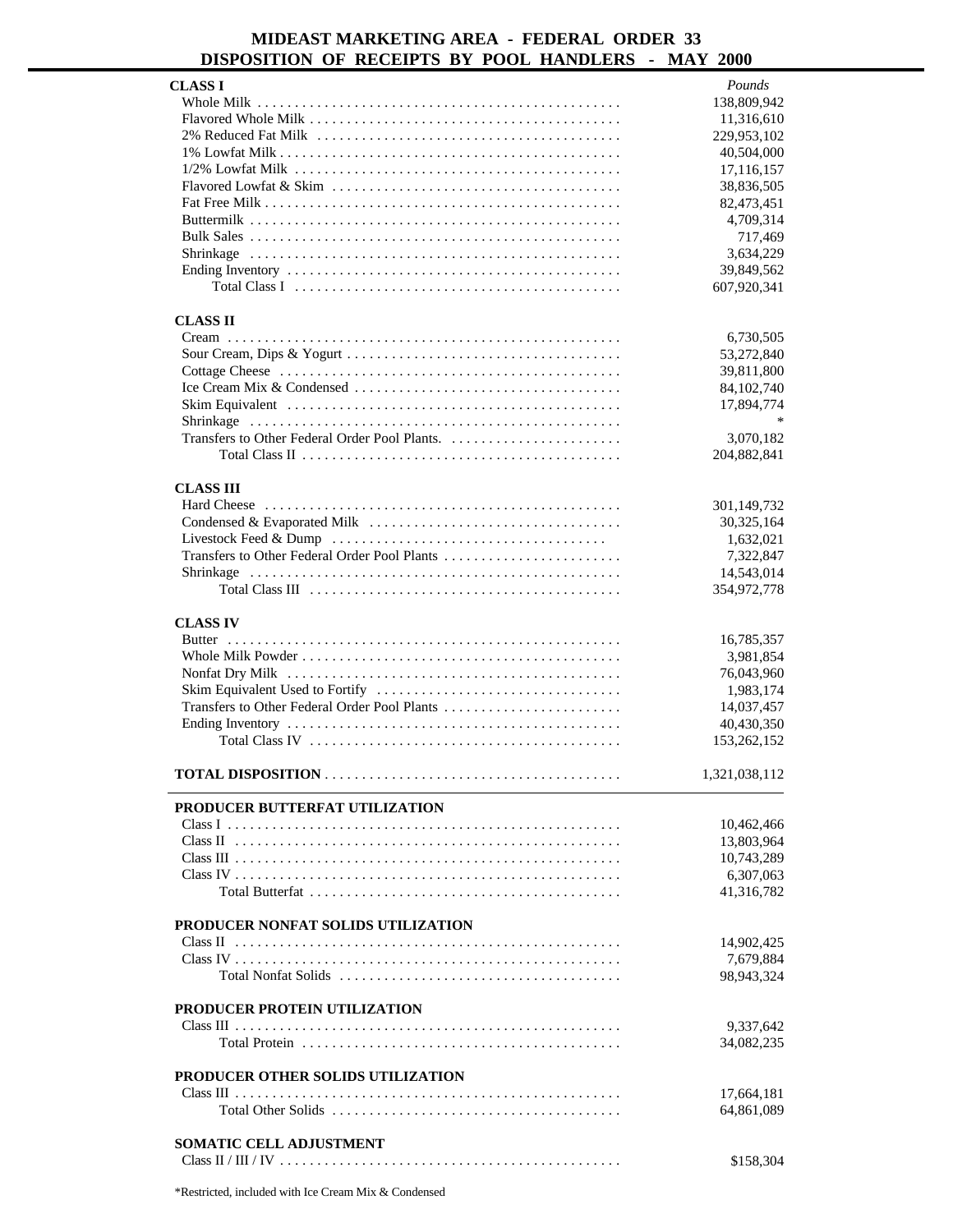# MIDEAST MARKETING AREA - FEDERAL ORDER 33
## DISPOSITION OF RECEIPTS BY POOL HANDLERS - MAY 2000

| | *Pounds* |
|---|---|
| **CLASS I** | |
| Whole Milk | 138,809,942 |
| Flavored Whole Milk | 11,316,610 |
| 2% Reduced Fat Milk | 229,953,102 |
| 1% Lowfat Milk | 40,504,000 |
| 1/2% Lowfat Milk | 17,116,157 |
| Flavored Lowfat & Skim | 38,836,505 |
| Fat Free Milk | 82,473,451 |
| Buttermilk | 4,709,314 |
| Bulk Sales | 717,469 |
| Shrinkage | 3,634,229 |
| Ending Inventory | 39,849,562 |
| Total Class I | 607,920,341 |
| **CLASS II** | |
| Cream | 6,730,505 |
| Sour Cream, Dips & Yogurt | 53,272,840 |
| Cottage Cheese | 39,811,800 |
| Ice Cream Mix & Condensed | 84,102,740 |
| Skim Equivalent | 17,894,774 |
| Shrinkage | * |
| Transfers to Other Federal Order Pool Plants. | 3,070,182 |
| Total Class II | 204,882,841 |
| **CLASS III** | |
| Hard Cheese | 301,149,732 |
| Condensed & Evaporated Milk | 30,325,164 |
| Livestock Feed & Dump | 1,632,021 |
| Transfers to Other Federal Order Pool Plants | 7,322,847 |
| Shrinkage | 14,543,014 |
| Total Class III | 354,972,778 |
| **CLASS IV** | |
| Butter | 16,785,357 |
| Whole Milk Powder | 3,981,854 |
| Nonfat Dry Milk | 76,043,960 |
| Skim Equivalent Used to Fortify | 1,983,174 |
| Transfers to Other Federal Order Pool Plants | 14,037,457 |
| Ending Inventory | 40,430,350 |
| Total Class IV | 153,262,152 |
| **TOTAL DISPOSITION** | 1,321,038,112 |

| | |
|---|---|
| **PRODUCER BUTTERFAT UTILIZATION** | |
| Class I | 10,462,466 |
| Class II | 13,803,964 |
| Class III | 10,743,289 |
| Class IV | 6,307,063 |
| Total Butterfat | 41,316,782 |
| **PRODUCER NONFAT SOLIDS UTILIZATION** | |
| Class II | 14,902,425 |
| Class IV | 7,679,884 |
| Total Nonfat Solids | 98,943,324 |
| **PRODUCER PROTEIN UTILIZATION** | |
| Class III | 9,337,642 |
| Total Protein | 34,082,235 |
| **PRODUCER OTHER SOLIDS UTILIZATION** | |
| Class III | 17,664,181 |
| Total Other Solids | 64,861,089 |
| **SOMATIC CELL ADJUSTMENT** | |
| Class II / III / IV | $158,304 |

*Restricted, included with Ice Cream Mix & Condensed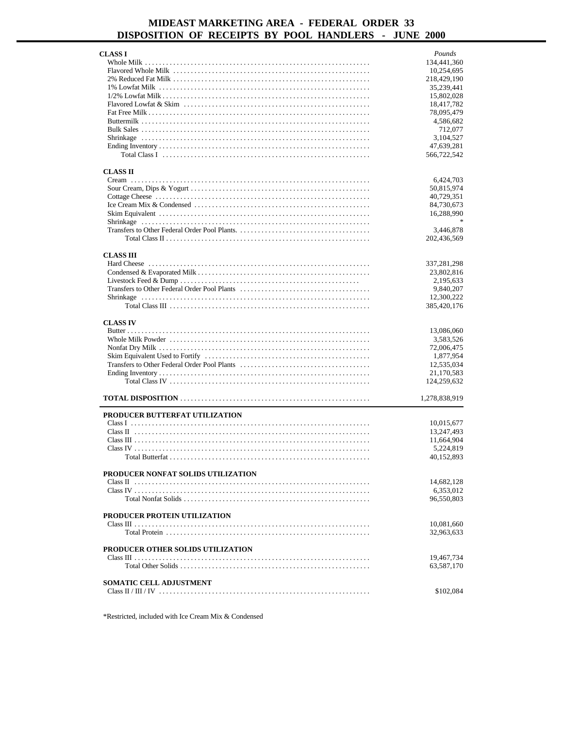# MIDEAST MARKETING AREA - FEDERAL ORDER 33
## DISPOSITION OF RECEIPTS BY POOL HANDLERS - JUNE 2000

| | *Pounds* |
|---|---|
| **CLASS I** | |
| Whole Milk | 134,441,360 |
| Flavored Whole Milk | 10,254,695 |
| 2% Reduced Fat Milk | 218,429,190 |
| 1% Lowfat Milk | 35,239,441 |
| 1/2% Lowfat Milk | 15,802,028 |
| Flavored Lowfat & Skim | 18,417,782 |
| Fat Free Milk | 78,095,479 |
| Buttermilk | 4,586,682 |
| Bulk Sales | 712,077 |
| Shrinkage | 3,104,527 |
| Ending Inventory | 47,639,281 |
| Total Class I | 566,722,542 |
| **CLASS II** | |
| Cream | 6,424,703 |
| Sour Cream, Dips & Yogurt | 50,815,974 |
| Cottage Cheese | 40,729,351 |
| Ice Cream Mix & Condensed | 84,730,673 |
| Skim Equivalent | 16,288,990 |
| Shrinkage | * |
| Transfers to Other Federal Order Pool Plants. | 3,446,878 |
| Total Class II | 202,436,569 |
| **CLASS III** | |
| Hard Cheese | 337,281,298 |
| Condensed & Evaporated Milk | 23,802,816 |
| Livestock Feed & Dump | 2,195,633 |
| Transfers to Other Federal Order Pool Plants | 9,840,207 |
| Shrinkage | 12,300,222 |
| Total Class III | 385,420,176 |
| **CLASS IV** | |
| Butter | 13,086,060 |
| Whole Milk Powder | 3,583,526 |
| Nonfat Dry Milk | 72,006,475 |
| Skim Equivalent Used to Fortify | 1,877,954 |
| Transfers to Other Federal Order Pool Plants | 12,535,034 |
| Ending Inventory | 21,170,583 |
| Total Class IV | 124,259,632 |
| **TOTAL DISPOSITION** | 1,278,838,919 |
| **PRODUCER BUTTERFAT UTILIZATION** | |
| Class I | 10,015,677 |
| Class II | 13,247,493 |
| Class III | 11,664,904 |
| Class IV | 5,224,819 |
| Total Butterfat | 40,152,893 |
| **PRODUCER NONFAT SOLIDS UTILIZATION** | |
| Class II | 14,682,128 |
| Class IV | 6,353,012 |
| Total Nonfat Solids | 96,550,803 |
| **PRODUCER PROTEIN UTILIZATION** | |
| Class III | 10,081,660 |
| Total Protein | 32,963,633 |
| **PRODUCER OTHER SOLIDS UTILIZATION** | |
| Class III | 19,467,734 |
| Total Other Solids | 63,587,170 |
| **SOMATIC CELL ADJUSTMENT** | |
| Class II / III / IV | $102,084 |

*Restricted, included with Ice Cream Mix & Condensed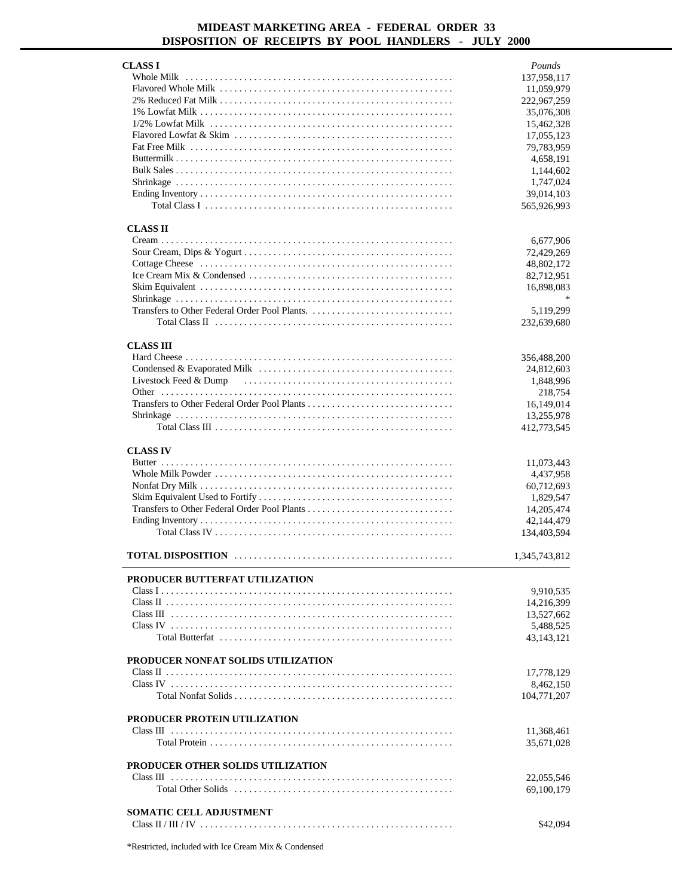# MIDEAST MARKETING AREA - FEDERAL ORDER 33
## DISPOSITION OF RECEIPTS BY POOL HANDLERS - JULY 2000

| | *Pounds* |
|---|---|
| **CLASS I** | |
| Whole Milk | 137,958,117 |
| Flavored Whole Milk | 11,059,979 |
| 2% Reduced Fat Milk | 222,967,259 |
| 1% Lowfat Milk | 35,076,308 |
| 1/2% Lowfat Milk | 15,462,328 |
| Flavored Lowfat & Skim | 17,055,123 |
| Fat Free Milk | 79,783,959 |
| Buttermilk | 4,658,191 |
| Bulk Sales | 1,144,602 |
| Shrinkage | 1,747,024 |
| Ending Inventory | 39,014,103 |
| Total Class I | 565,926,993 |
| **CLASS II** | |
| Cream | 6,677,906 |
| Sour Cream, Dips & Yogurt | 72,429,269 |
| Cottage Cheese | 48,802,172 |
| Ice Cream Mix & Condensed | 82,712,951 |
| Skim Equivalent | 16,898,083 |
| Shrinkage | * |
| Transfers to Other Federal Order Pool Plants. | 5,119,299 |
| Total Class II | 232,639,680 |
| **CLASS III** | |
| Hard Cheese | 356,488,200 |
| Condensed & Evaporated Milk | 24,812,603 |
| Livestock Feed & Dump | 1,848,996 |
| Other | 218,754 |
| Transfers to Other Federal Order Pool Plants | 16,149,014 |
| Shrinkage | 13,255,978 |
| Total Class III | 412,773,545 |
| **CLASS IV** | |
| Butter | 11,073,443 |
| Whole Milk Powder | 4,437,958 |
| Nonfat Dry Milk | 60,712,693 |
| Skim Equivalent Used to Fortify | 1,829,547 |
| Transfers to Other Federal Order Pool Plants | 14,205,474 |
| Ending Inventory | 42,144,479 |
| Total Class IV | 134,403,594 |
| **TOTAL DISPOSITION** | 1,345,743,812 |
| **PRODUCER BUTTERFAT UTILIZATION** | |
| Class I | 9,910,535 |
| Class II | 14,216,399 |
| Class III | 13,527,662 |
| Class IV | 5,488,525 |
| Total Butterfat | 43,143,121 |
| **PRODUCER NONFAT SOLIDS UTILIZATION** | |
| Class II | 17,778,129 |
| Class IV | 8,462,150 |
| Total Nonfat Solids | 104,771,207 |
| **PRODUCER PROTEIN UTILIZATION** | |
| Class III | 11,368,461 |
| Total Protein | 35,671,028 |
| **PRODUCER OTHER SOLIDS UTILIZATION** | |
| Class III | 22,055,546 |
| Total Other Solids | 69,100,179 |
| **SOMATIC CELL ADJUSTMENT** | |
| Class II / III / IV | $42,094 |

*Restricted, included with Ice Cream Mix & Condensed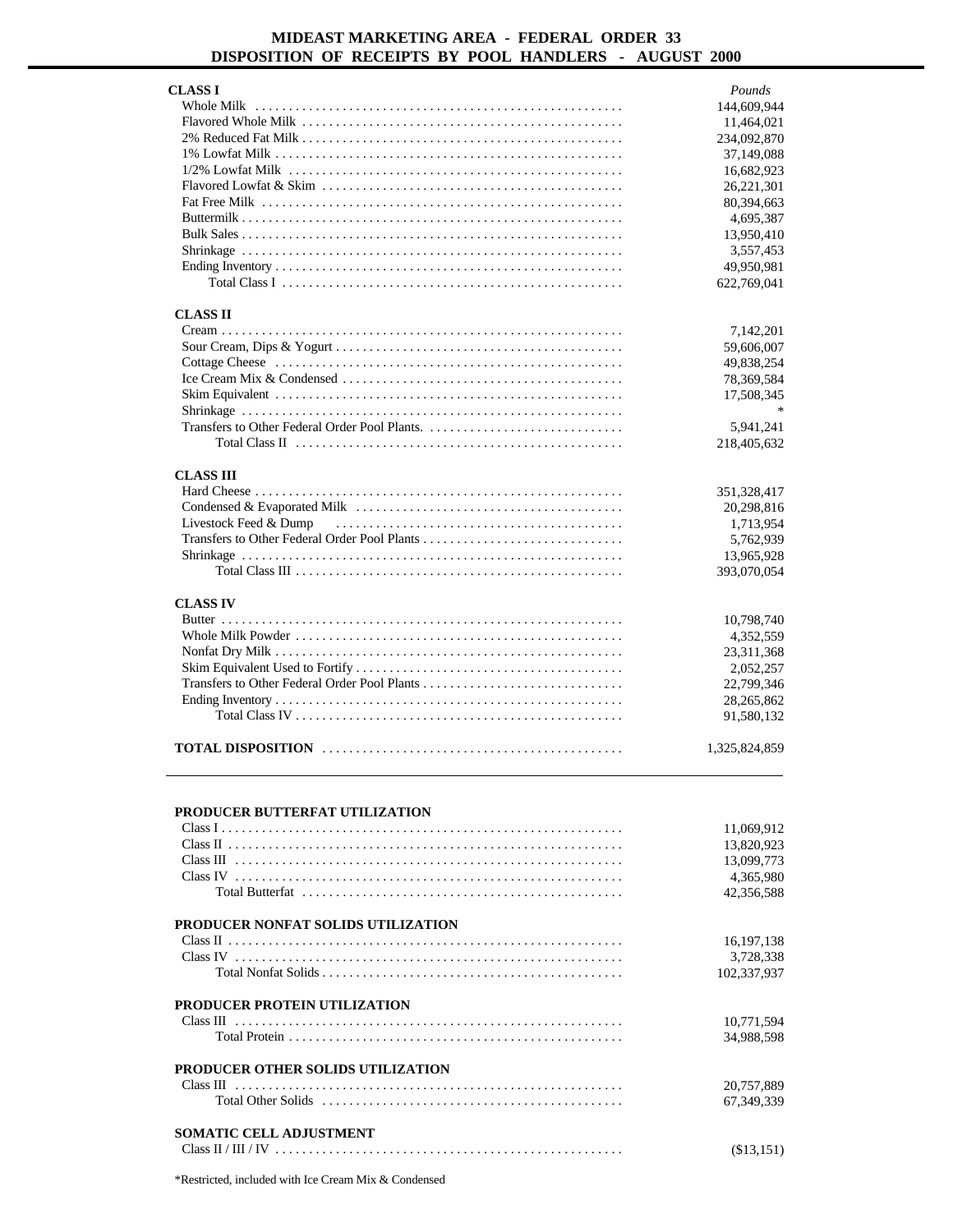# MIDEAST MARKETING AREA - FEDERAL ORDER 33
## DISPOSITION OF RECEIPTS BY POOL HANDLERS - AUGUST 2000

| | Pounds |
|---|---|
| **CLASS I** | |
| Whole Milk | 144,609,944 |
| Flavored Whole Milk | 11,464,021 |
| 2% Reduced Fat Milk | 234,092,870 |
| 1% Lowfat Milk | 37,149,088 |
| 1/2% Lowfat Milk | 16,682,923 |
| Flavored Lowfat & Skim | 26,221,301 |
| Fat Free Milk | 80,394,663 |
| Buttermilk | 4,695,387 |
| Bulk Sales | 13,950,410 |
| Shrinkage | 3,557,453 |
| Ending Inventory | 49,950,981 |
| Total Class I | 622,769,041 |
| **CLASS II** | |
| Cream | 7,142,201 |
| Sour Cream, Dips & Yogurt | 59,606,007 |
| Cottage Cheese | 49,838,254 |
| Ice Cream Mix & Condensed | 78,369,584 |
| Skim Equivalent | 17,508,345 |
| Shrinkage | * |
| Transfers to Other Federal Order Pool Plants. | 5,941,241 |
| Total Class II | 218,405,632 |
| **CLASS III** | |
| Hard Cheese | 351,328,417 |
| Condensed & Evaporated Milk | 20,298,816 |
| Livestock Feed & Dump | 1,713,954 |
| Transfers to Other Federal Order Pool Plants | 5,762,939 |
| Shrinkage | 13,965,928 |
| Total Class III | 393,070,054 |
| **CLASS IV** | |
| Butter | 10,798,740 |
| Whole Milk Powder | 4,352,559 |
| Nonfat Dry Milk | 23,311,368 |
| Skim Equivalent Used to Fortify | 2,052,257 |
| Transfers to Other Federal Order Pool Plants | 22,799,346 |
| Ending Inventory | 28,265,862 |
| Total Class IV | 91,580,132 |
| **TOTAL DISPOSITION** | 1,325,824,859 |

| | |
|---|---|
| **PRODUCER BUTTERFAT UTILIZATION** | |
| Class I | 11,069,912 |
| Class II | 13,820,923 |
| Class III | 13,099,773 |
| Class IV | 4,365,980 |
| Total Butterfat | 42,356,588 |
| **PRODUCER NONFAT SOLIDS UTILIZATION** | |
| Class II | 16,197,138 |
| Class IV | 3,728,338 |
| Total Nonfat Solids | 102,337,937 |
| **PRODUCER PROTEIN UTILIZATION** | |
| Class III | 10,771,594 |
| Total Protein | 34,988,598 |
| **PRODUCER OTHER SOLIDS UTILIZATION** | |
| Class III | 20,757,889 |
| Total Other Solids | 67,349,339 |
| **SOMATIC CELL ADJUSTMENT** | |
| Class II / III / IV | ($13,151) |

*Restricted, included with Ice Cream Mix & Condensed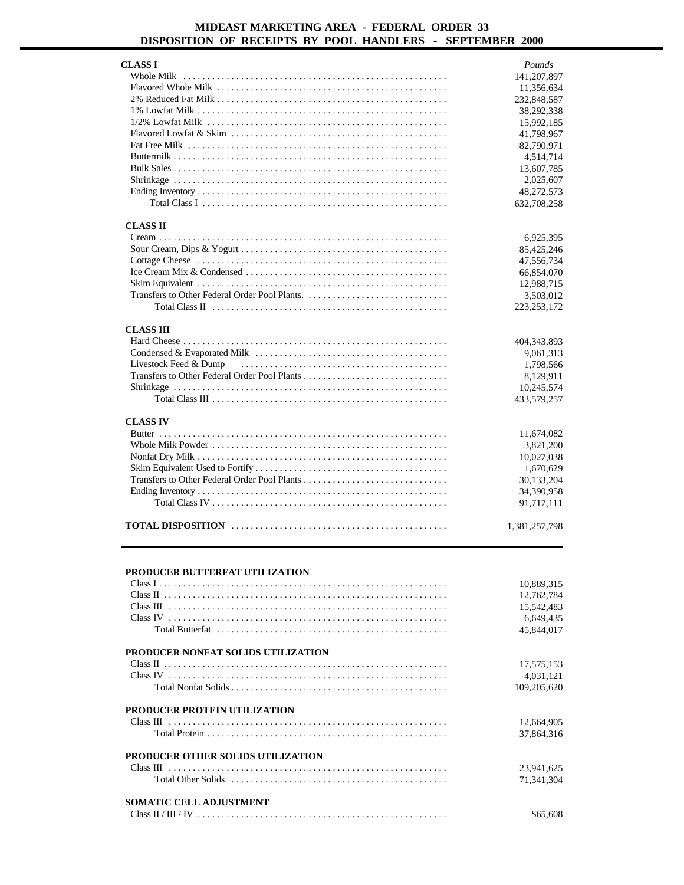# MIDEAST MARKETING AREA - FEDERAL ORDER 33
## DISPOSITION OF RECEIPTS BY POOL HANDLERS - SEPTEMBER 2000

| | *Pounds* |
|---|---|
| **CLASS I** | |
| Whole Milk | 141,207,897 |
| Flavored Whole Milk | 11,356,634 |
| 2% Reduced Fat Milk | 232,848,587 |
| 1% Lowfat Milk | 38,292,338 |
| 1/2% Lowfat Milk | 15,992,185 |
| Flavored Lowfat & Skim | 41,798,967 |
| Fat Free Milk | 82,790,971 |
| Buttermilk | 4,514,714 |
| Bulk Sales | 13,607,785 |
| Shrinkage | 2,025,607 |
| Ending Inventory | 48,272,573 |
| Total Class I | 632,708,258 |
| **CLASS II** | |
| Cream | 6,925,395 |
| Sour Cream, Dips & Yogurt | 85,425,246 |
| Cottage Cheese | 47,556,734 |
| Ice Cream Mix & Condensed | 66,854,070 |
| Skim Equivalent | 12,988,715 |
| Transfers to Other Federal Order Pool Plants. | 3,503,012 |
| Total Class II | 223,253,172 |
| **CLASS III** | |
| Hard Cheese | 404,343,893 |
| Condensed & Evaporated Milk | 9,061,313 |
| Livestock Feed & Dump | 1,798,566 |
| Transfers to Other Federal Order Pool Plants | 8,129,911 |
| Shrinkage | 10,245,574 |
| Total Class III | 433,579,257 |
| **CLASS IV** | |
| Butter | 11,674,082 |
| Whole Milk Powder | 3,821,200 |
| Nonfat Dry Milk | 10,027,038 |
| Skim Equivalent Used to Fortify | 1,670,629 |
| Transfers to Other Federal Order Pool Plants | 30,133,204 |
| Ending Inventory | 34,390,958 |
| Total Class IV | 91,717,111 |
| **TOTAL DISPOSITION** | 1,381,257,798 |

| | |
|---|---|
| **PRODUCER BUTTERFAT UTILIZATION** | |
| Class I | 10,889,315 |
| Class II | 12,762,784 |
| Class III | 15,542,483 |
| Class IV | 6,649,435 |
| Total Butterfat | 45,844,017 |
| **PRODUCER NONFAT SOLIDS UTILIZATION** | |
| Class II | 17,575,153 |
| Class IV | 4,031,121 |
| Total Nonfat Solids | 109,205,620 |
| **PRODUCER PROTEIN UTILIZATION** | |
| Class III | 12,664,905 |
| Total Protein | 37,864,316 |
| **PRODUCER OTHER SOLIDS UTILIZATION** | |
| Class III | 23,941,625 |
| Total Other Solids | 71,341,304 |
| **SOMATIC CELL ADJUSTMENT** | |
| Class II / III / IV | $65,608 |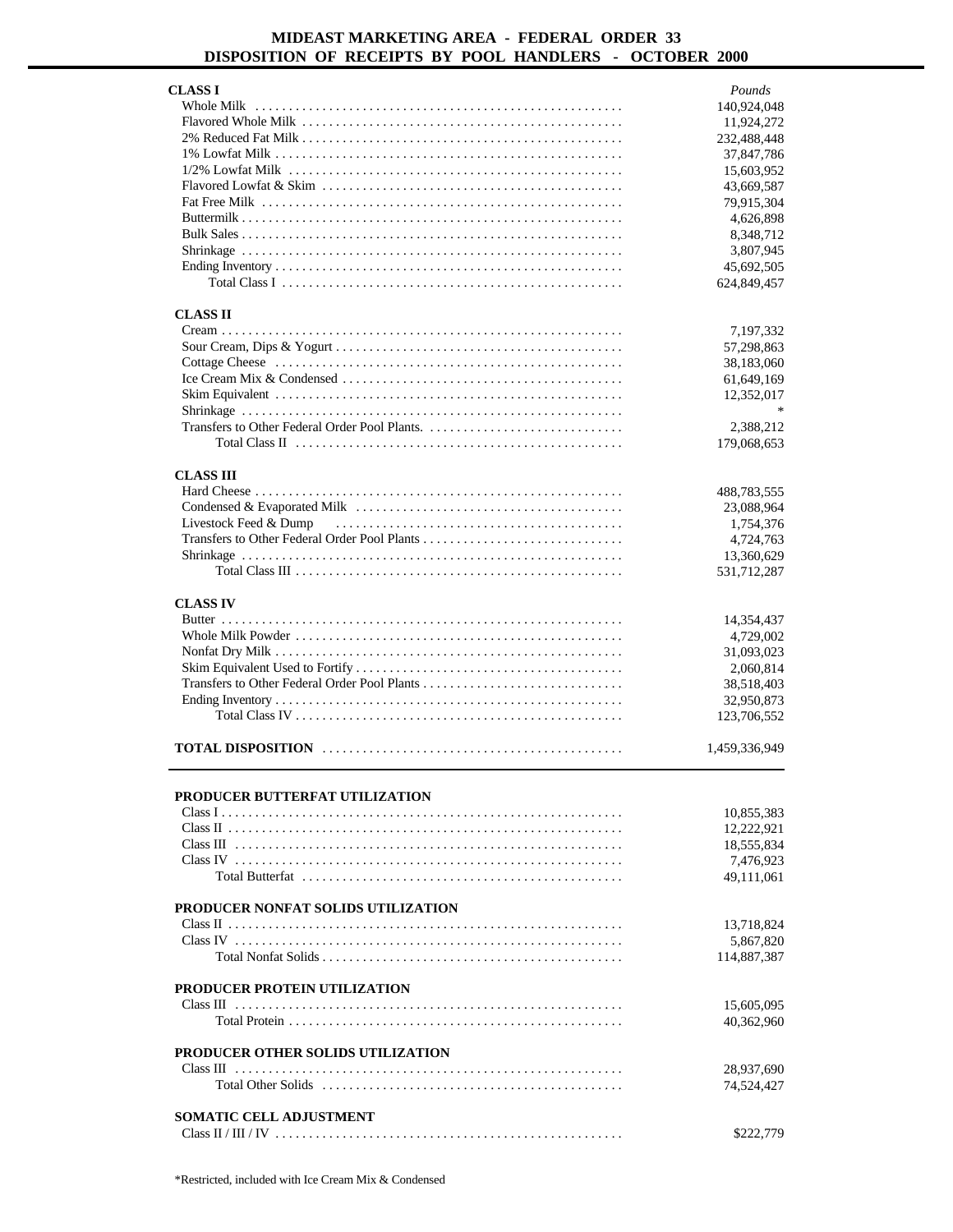# MIDEAST MARKETING AREA - FEDERAL ORDER 33
## DISPOSITION OF RECEIPTS BY POOL HANDLERS - OCTOBER 2000

| | *Pounds* |
|---|---|
| **CLASS I** | |
| Whole Milk | 140,924,048 |
| Flavored Whole Milk | 11,924,272 |
| 2% Reduced Fat Milk | 232,488,448 |
| 1% Lowfat Milk | 37,847,786 |
| 1/2% Lowfat Milk | 15,603,952 |
| Flavored Lowfat & Skim | 43,669,587 |
| Fat Free Milk | 79,915,304 |
| Buttermilk | 4,626,898 |
| Bulk Sales | 8,348,712 |
| Shrinkage | 3,807,945 |
| Ending Inventory | 45,692,505 |
| Total Class I | 624,849,457 |
| **CLASS II** | |
| Cream | 7,197,332 |
| Sour Cream, Dips & Yogurt | 57,298,863 |
| Cottage Cheese | 38,183,060 |
| Ice Cream Mix & Condensed | 61,649,169 |
| Skim Equivalent | 12,352,017 |
| Shrinkage | * |
| Transfers to Other Federal Order Pool Plants. | 2,388,212 |
| Total Class II | 179,068,653 |
| **CLASS III** | |
| Hard Cheese | 488,783,555 |
| Condensed & Evaporated Milk | 23,088,964 |
| Livestock Feed & Dump | 1,754,376 |
| Transfers to Other Federal Order Pool Plants | 4,724,763 |
| Shrinkage | 13,360,629 |
| Total Class III | 531,712,287 |
| **CLASS IV** | |
| Butter | 14,354,437 |
| Whole Milk Powder | 4,729,002 |
| Nonfat Dry Milk | 31,093,023 |
| Skim Equivalent Used to Fortify | 2,060,814 |
| Transfers to Other Federal Order Pool Plants | 38,518,403 |
| Ending Inventory | 32,950,873 |
| Total Class IV | 123,706,552 |
| **TOTAL DISPOSITION** | 1,459,336,949 |

| | |
|---|---|
| **PRODUCER BUTTERFAT UTILIZATION** | |
| Class I | 10,855,383 |
| Class II | 12,222,921 |
| Class III | 18,555,834 |
| Class IV | 7,476,923 |
| Total Butterfat | 49,111,061 |
| **PRODUCER NONFAT SOLIDS UTILIZATION** | |
| Class II | 13,718,824 |
| Class IV | 5,867,820 |
| Total Nonfat Solids | 114,887,387 |
| **PRODUCER PROTEIN UTILIZATION** | |
| Class III | 15,605,095 |
| Total Protein | 40,362,960 |
| **PRODUCER OTHER SOLIDS UTILIZATION** | |
| Class III | 28,937,690 |
| Total Other Solids | 74,524,427 |
| **SOMATIC CELL ADJUSTMENT** | |
| Class II / III / IV | $222,779 |

*Restricted, included with Ice Cream Mix & Condensed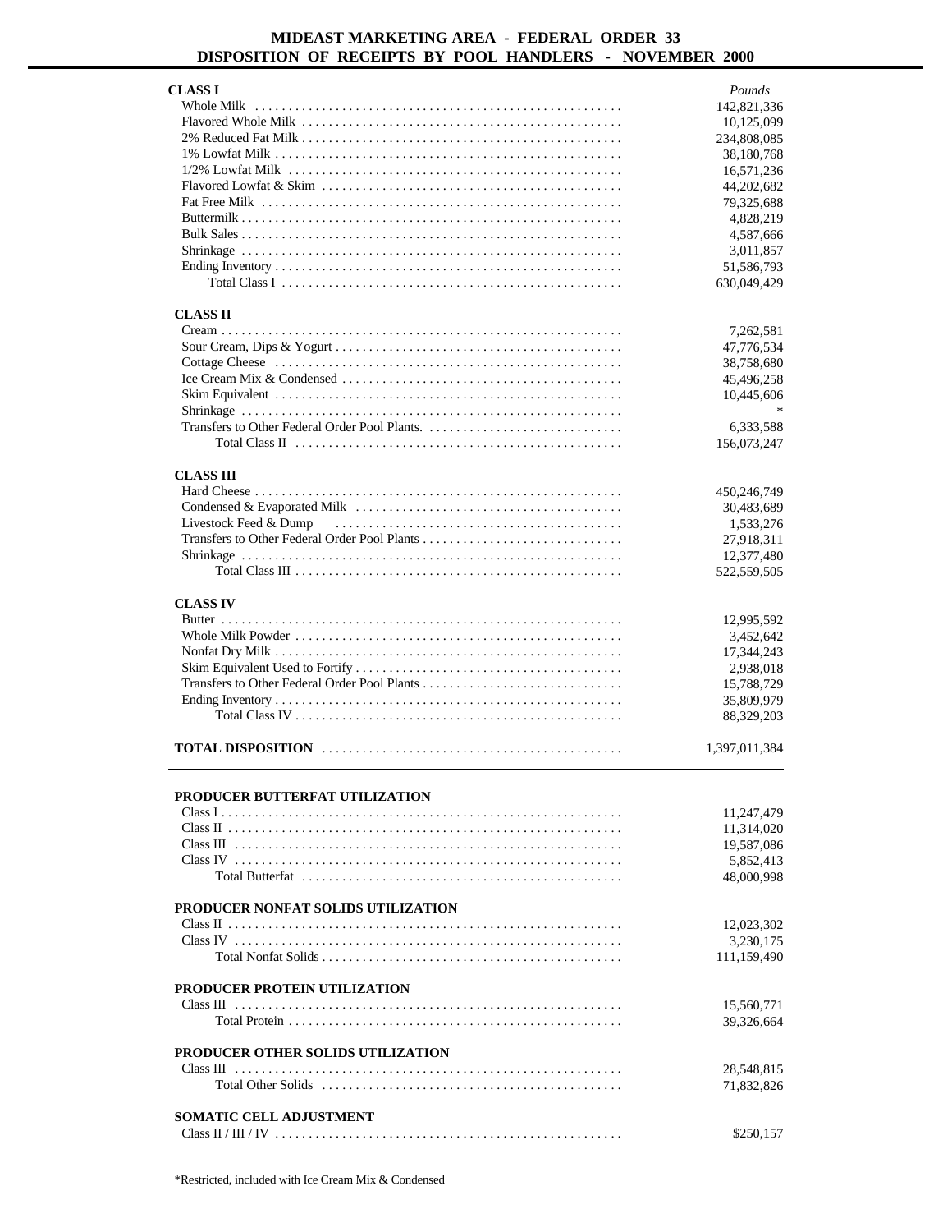# MIDEAST MARKETING AREA - FEDERAL ORDER 33
## DISPOSITION OF RECEIPTS BY POOL HANDLERS - NOVEMBER 2000

| | *Pounds* |
|---|---|
| **CLASS I** | |
| Whole Milk | 142,821,336 |
| Flavored Whole Milk | 10,125,099 |
| 2% Reduced Fat Milk | 234,808,085 |
| 1% Lowfat Milk | 38,180,768 |
| 1/2% Lowfat Milk | 16,571,236 |
| Flavored Lowfat & Skim | 44,202,682 |
| Fat Free Milk | 79,325,688 |
| Buttermilk | 4,828,219 |
| Bulk Sales | 4,587,666 |
| Shrinkage | 3,011,857 |
| Ending Inventory | 51,586,793 |
| Total Class I | 630,049,429 |
| **CLASS II** | |
| Cream | 7,262,581 |
| Sour Cream, Dips & Yogurt | 47,776,534 |
| Cottage Cheese | 38,758,680 |
| Ice Cream Mix & Condensed | 45,496,258 |
| Skim Equivalent | 10,445,606 |
| Shrinkage | * |
| Transfers to Other Federal Order Pool Plants. | 6,333,588 |
| Total Class II | 156,073,247 |
| **CLASS III** | |
| Hard Cheese | 450,246,749 |
| Condensed & Evaporated Milk | 30,483,689 |
| Livestock Feed & Dump | 1,533,276 |
| Transfers to Other Federal Order Pool Plants | 27,918,311 |
| Shrinkage | 12,377,480 |
| Total Class III | 522,559,505 |
| **CLASS IV** | |
| Butter | 12,995,592 |
| Whole Milk Powder | 3,452,642 |
| Nonfat Dry Milk | 17,344,243 |
| Skim Equivalent Used to Fortify | 2,938,018 |
| Transfers to Other Federal Order Pool Plants | 15,788,729 |
| Ending Inventory | 35,809,979 |
| Total Class IV | 88,329,203 |
| **TOTAL DISPOSITION** | 1,397,011,384 |

| | |
|---|---|
| **PRODUCER BUTTERFAT UTILIZATION** | |
| Class I | 11,247,479 |
| Class II | 11,314,020 |
| Class III | 19,587,086 |
| Class IV | 5,852,413 |
| Total Butterfat | 48,000,998 |
| **PRODUCER NONFAT SOLIDS UTILIZATION** | |
| Class II | 12,023,302 |
| Class IV | 3,230,175 |
| Total Nonfat Solids | 111,159,490 |
| **PRODUCER PROTEIN UTILIZATION** | |
| Class III | 15,560,771 |
| Total Protein | 39,326,664 |
| **PRODUCER OTHER SOLIDS UTILIZATION** | |
| Class III | 28,548,815 |
| Total Other Solids | 71,832,826 |
| **SOMATIC CELL ADJUSTMENT** | |
| Class II / III / IV | $250,157 |

*Restricted, included with Ice Cream Mix & Condensed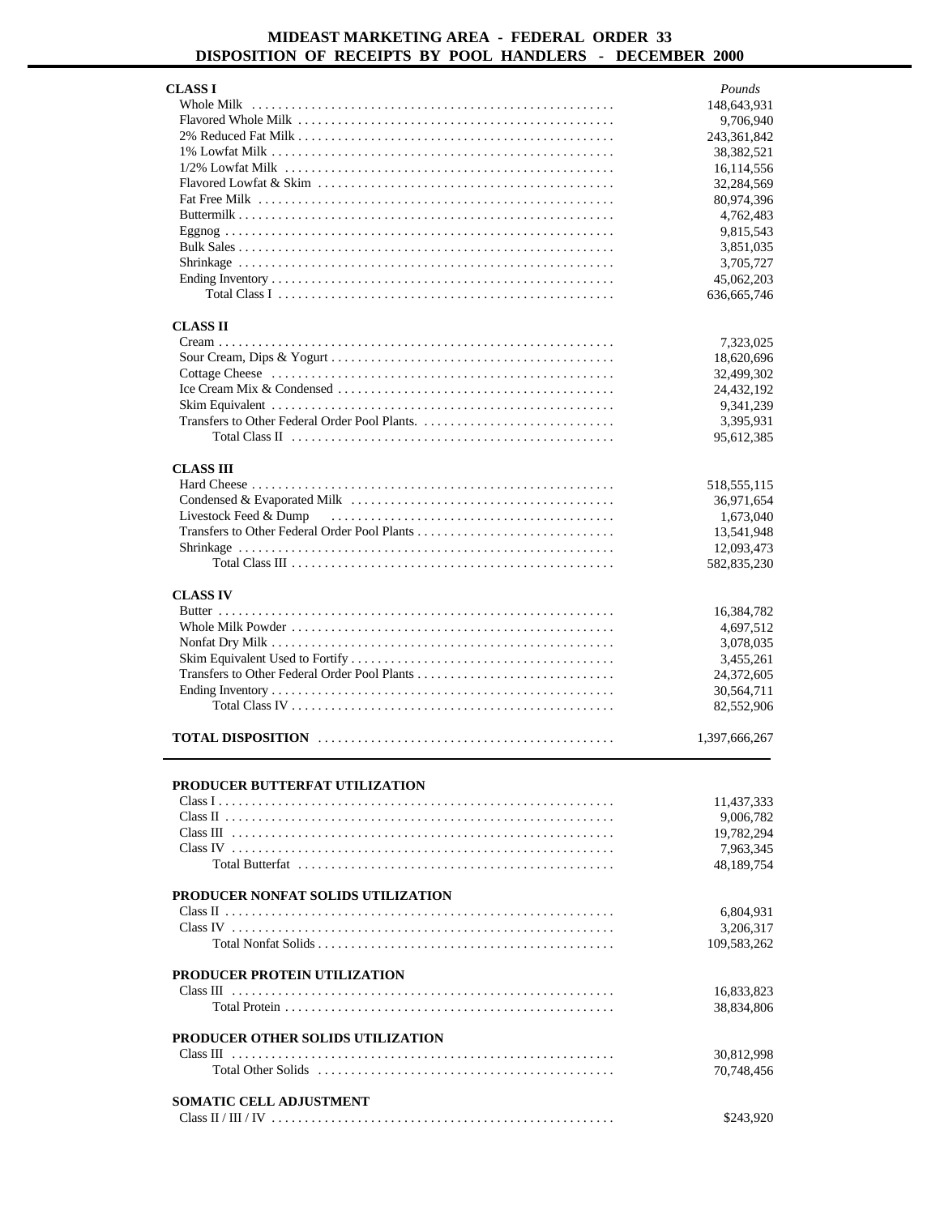# MIDEAST MARKETING AREA - FEDERAL ORDER 33
## DISPOSITION OF RECEIPTS BY POOL HANDLERS - DECEMBER 2000

| | Pounds |
|---|---|
| **CLASS I** | |
| Whole Milk | 148,643,931 |
| Flavored Whole Milk | 9,706,940 |
| 2% Reduced Fat Milk | 243,361,842 |
| 1% Lowfat Milk | 38,382,521 |
| 1/2% Lowfat Milk | 16,114,556 |
| Flavored Lowfat & Skim | 32,284,569 |
| Fat Free Milk | 80,974,396 |
| Buttermilk | 4,762,483 |
| Eggnog | 9,815,543 |
| Bulk Sales | 3,851,035 |
| Shrinkage | 3,705,727 |
| Ending Inventory | 45,062,203 |
| Total Class I | 636,665,746 |
| **CLASS II** | |
| Cream | 7,323,025 |
| Sour Cream, Dips & Yogurt | 18,620,696 |
| Cottage Cheese | 32,499,302 |
| Ice Cream Mix & Condensed | 24,432,192 |
| Skim Equivalent | 9,341,239 |
| Transfers to Other Federal Order Pool Plants. | 3,395,931 |
| Total Class II | 95,612,385 |
| **CLASS III** | |
| Hard Cheese | 518,555,115 |
| Condensed & Evaporated Milk | 36,971,654 |
| Livestock Feed & Dump | 1,673,040 |
| Transfers to Other Federal Order Pool Plants | 13,541,948 |
| Shrinkage | 12,093,473 |
| Total Class III | 582,835,230 |
| **CLASS IV** | |
| Butter | 16,384,782 |
| Whole Milk Powder | 4,697,512 |
| Nonfat Dry Milk | 3,078,035 |
| Skim Equivalent Used to Fortify | 3,455,261 |
| Transfers to Other Federal Order Pool Plants | 24,372,605 |
| Ending Inventory | 30,564,711 |
| Total Class IV | 82,552,906 |
| **TOTAL DISPOSITION** | 1,397,666,267 |

| | |
|---|---|
| **PRODUCER BUTTERFAT UTILIZATION** | |
| Class I | 11,437,333 |
| Class II | 9,006,782 |
| Class III | 19,782,294 |
| Class IV | 7,963,345 |
| Total Butterfat | 48,189,754 |
| **PRODUCER NONFAT SOLIDS UTILIZATION** | |
| Class II | 6,804,931 |
| Class IV | 3,206,317 |
| Total Nonfat Solids | 109,583,262 |
| **PRODUCER PROTEIN UTILIZATION** | |
| Class III | 16,833,823 |
| Total Protein | 38,834,806 |
| **PRODUCER OTHER SOLIDS UTILIZATION** | |
| Class III | 30,812,998 |
| Total Other Solids | 70,748,456 |
| **SOMATIC CELL ADJUSTMENT** | |
| Class II / III / IV | $243,920 |